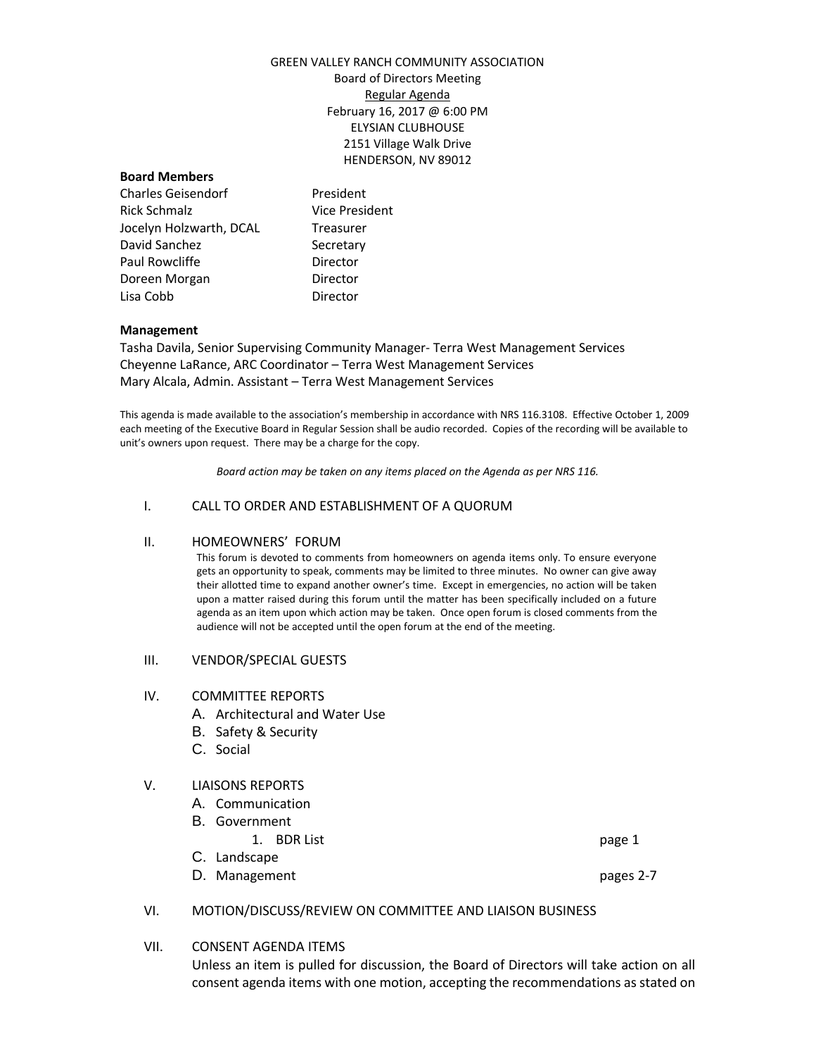GREEN VALLEY RANCH COMMUNITY ASSOCIATION
Board of Directors Meeting
Regular Agenda
February 16, 2017 @ 6:00 PM
ELYSIAN CLUBHOUSE
2151 Village Walk Drive
HENDERSON, NV 89012

**Board Members**

| | |
|---|---|
| Charles Geisendorf | President |
| Rick Schmalz | Vice President |
| Jocelyn Holzwarth, DCAL | Treasurer |
| David Sanchez | Secretary |
| Paul Rowcliffe | Director |
| Doreen Morgan | Director |
| Lisa Cobb | Director |

**Management**

Tasha Davila, Senior Supervising Community Manager- Terra West Management Services
Cheyenne LaRance, ARC Coordinator – Terra West Management Services
Mary Alcala, Admin. Assistant – Terra West Management Services

This agenda is made available to the association's membership in accordance with NRS 116.3108. Effective October 1, 2009 each meeting of the Executive Board in Regular Session shall be audio recorded. Copies of the recording will be available to unit's owners upon request. There may be a charge for the copy.

*Board action may be taken on any items placed on the Agenda as per NRS 116.*

I. CALL TO ORDER AND ESTABLISHMENT OF A QUORUM

II. HOMEOWNERS' FORUM

This forum is devoted to comments from homeowners on agenda items only. To ensure everyone gets an opportunity to speak, comments may be limited to three minutes. No owner can give away their allotted time to expand another owner's time. Except in emergencies, no action will be taken upon a matter raised during this forum until the matter has been specifically included on a future agenda as an item upon which action may be taken. Once open forum is closed comments from the audience will not be accepted until the open forum at the end of the meeting.

III. VENDOR/SPECIAL GUESTS

IV. COMMITTEE REPORTS

A. Architectural and Water Use
B. Safety & Security
C. Social

V. LIAISONS REPORTS

A. Communication
B. Government
  1. BDR List — page 1
C. Landscape
D. Management — pages 2-7

VI. MOTION/DISCUSS/REVIEW ON COMMITTEE AND LIAISON BUSINESS

VII. CONSENT AGENDA ITEMS

Unless an item is pulled for discussion, the Board of Directors will take action on all consent agenda items with one motion, accepting the recommendations as stated on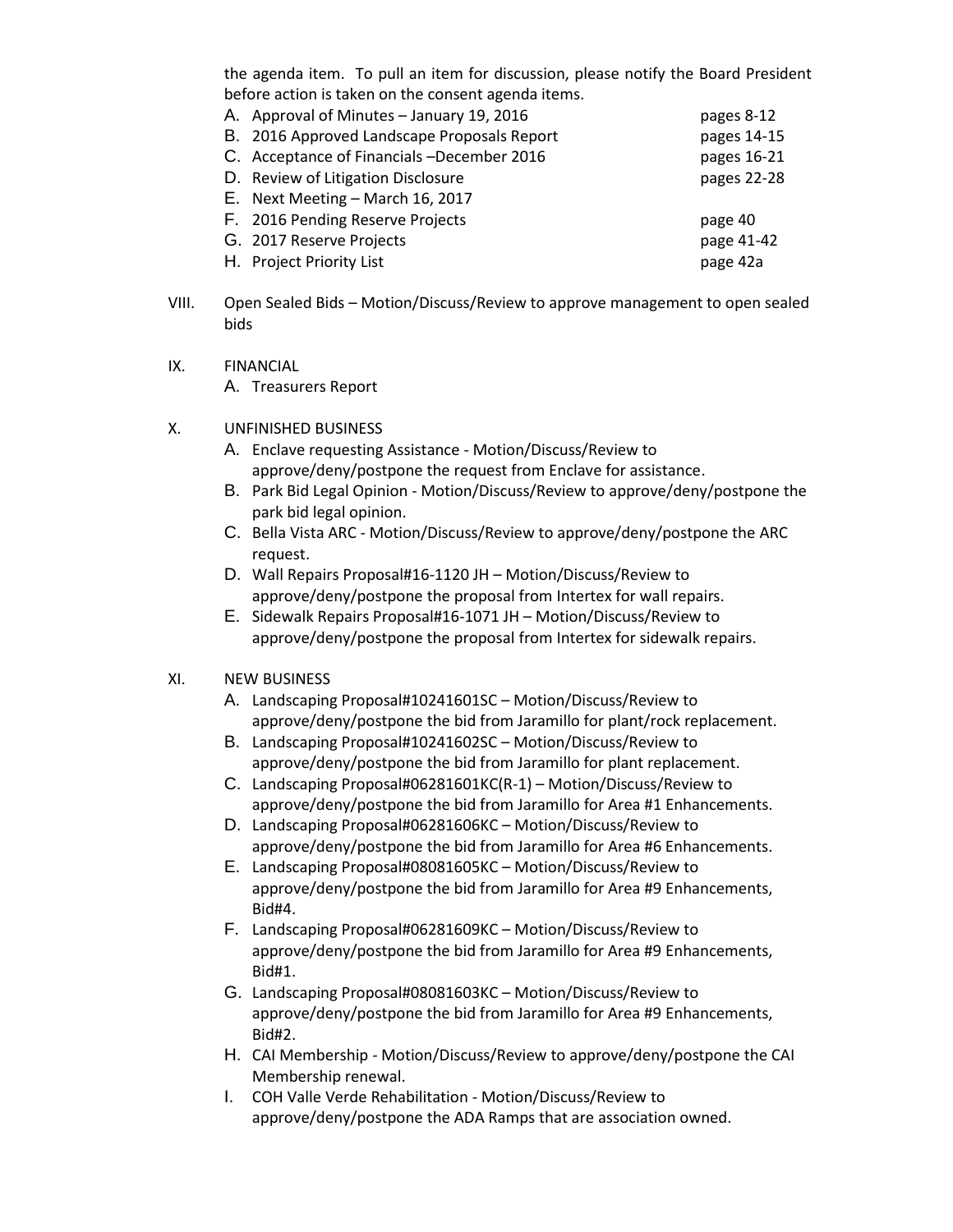the agenda item. To pull an item for discussion, please notify the Board President before action is taken on the consent agenda items.

- A. Approval of Minutes – January 19, 2016 — pages 8-12
- B. 2016 Approved Landscape Proposals Report — pages 14-15
- C. Acceptance of Financials –December 2016 — pages 16-21
- D. Review of Litigation Disclosure — pages 22-28
- E. Next Meeting – March 16, 2017
- F. 2016 Pending Reserve Projects — page 40
- G. 2017 Reserve Projects — page 41-42
- H. Project Priority List — page 42a

VIII. Open Sealed Bids – Motion/Discuss/Review to approve management to open sealed bids

IX. FINANCIAL

- A. Treasurers Report

X. UNFINISHED BUSINESS

- A. Enclave requesting Assistance - Motion/Discuss/Review to approve/deny/postpone the request from Enclave for assistance.
- B. Park Bid Legal Opinion - Motion/Discuss/Review to approve/deny/postpone the park bid legal opinion.
- C. Bella Vista ARC - Motion/Discuss/Review to approve/deny/postpone the ARC request.
- D. Wall Repairs Proposal#16-1120 JH – Motion/Discuss/Review to approve/deny/postpone the proposal from Intertex for wall repairs.
- E. Sidewalk Repairs Proposal#16-1071 JH – Motion/Discuss/Review to approve/deny/postpone the proposal from Intertex for sidewalk repairs.

XI. NEW BUSINESS

- A. Landscaping Proposal#10241601SC – Motion/Discuss/Review to approve/deny/postpone the bid from Jaramillo for plant/rock replacement.
- B. Landscaping Proposal#10241602SC – Motion/Discuss/Review to approve/deny/postpone the bid from Jaramillo for plant replacement.
- C. Landscaping Proposal#06281601KC(R-1) – Motion/Discuss/Review to approve/deny/postpone the bid from Jaramillo for Area #1 Enhancements.
- D. Landscaping Proposal#06281606KC – Motion/Discuss/Review to approve/deny/postpone the bid from Jaramillo for Area #6 Enhancements.
- E. Landscaping Proposal#08081605KC – Motion/Discuss/Review to approve/deny/postpone the bid from Jaramillo for Area #9 Enhancements, Bid#4.
- F. Landscaping Proposal#06281609KC – Motion/Discuss/Review to approve/deny/postpone the bid from Jaramillo for Area #9 Enhancements, Bid#1.
- G. Landscaping Proposal#08081603KC – Motion/Discuss/Review to approve/deny/postpone the bid from Jaramillo for Area #9 Enhancements, Bid#2.
- H. CAI Membership - Motion/Discuss/Review to approve/deny/postpone the CAI Membership renewal.
- I. COH Valle Verde Rehabilitation - Motion/Discuss/Review to approve/deny/postpone the ADA Ramps that are association owned.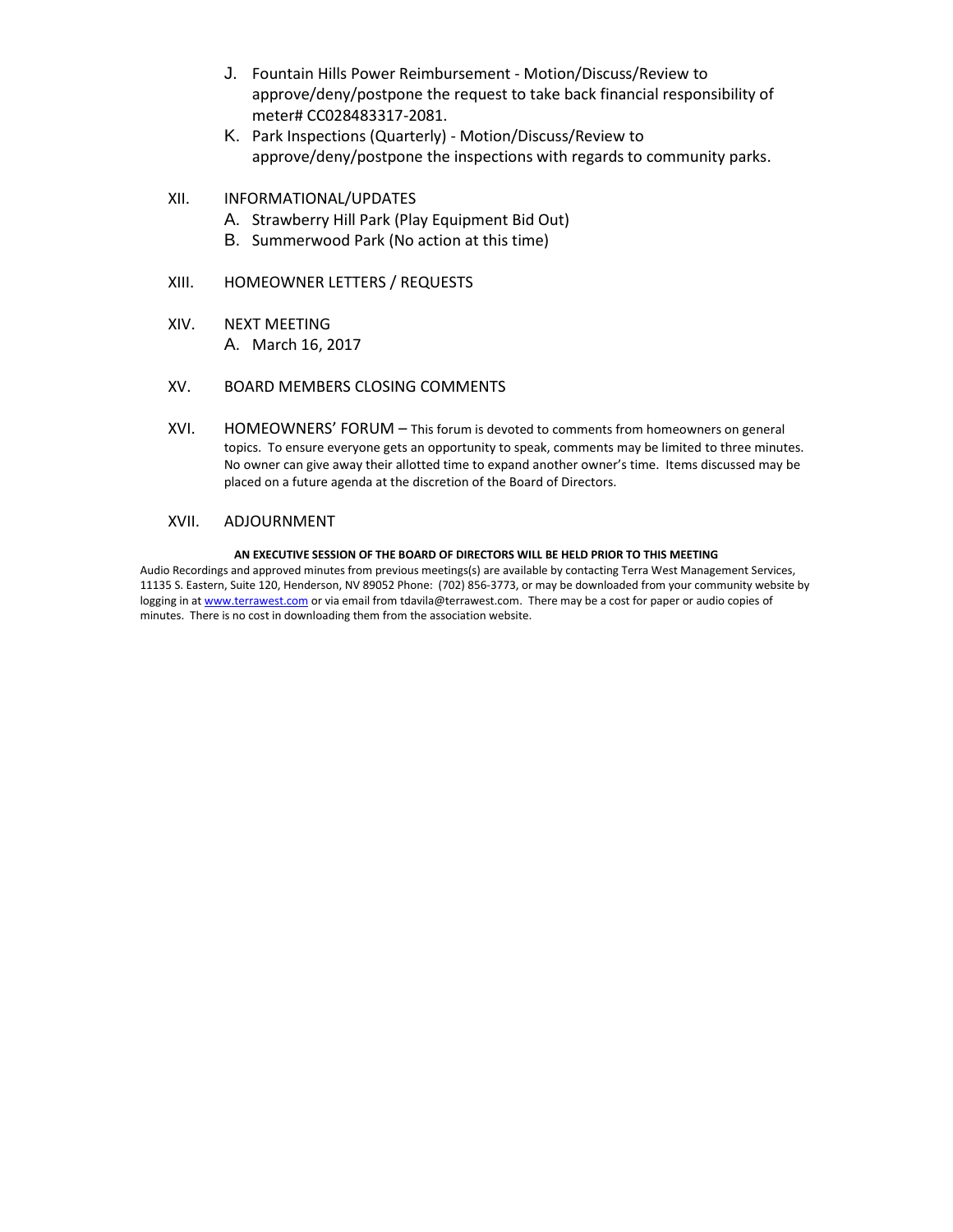J. Fountain Hills Power Reimbursement - Motion/Discuss/Review to approve/deny/postpone the request to take back financial responsibility of meter# CC028483317-2081.

K. Park Inspections (Quarterly) - Motion/Discuss/Review to approve/deny/postpone the inspections with regards to community parks.

XII. INFORMATIONAL/UPDATES

A. Strawberry Hill Park (Play Equipment Bid Out)

B. Summerwood Park (No action at this time)

XIII. HOMEOWNER LETTERS / REQUESTS

XIV. NEXT MEETING

A. March 16, 2017

XV. BOARD MEMBERS CLOSING COMMENTS

XVI. HOMEOWNERS' FORUM – This forum is devoted to comments from homeowners on general topics. To ensure everyone gets an opportunity to speak, comments may be limited to three minutes. No owner can give away their allotted time to expand another owner's time. Items discussed may be placed on a future agenda at the discretion of the Board of Directors.

XVII. ADJOURNMENT

**AN EXECUTIVE SESSION OF THE BOARD OF DIRECTORS WILL BE HELD PRIOR TO THIS MEETING**

Audio Recordings and approved minutes from previous meetings(s) are available by contacting Terra West Management Services, 11135 S. Eastern, Suite 120, Henderson, NV 89052 Phone: (702) 856-3773, or may be downloaded from your community website by logging in at www.terrawest.com or via email from tdavila@terrawest.com. There may be a cost for paper or audio copies of minutes. There is no cost in downloading them from the association website.